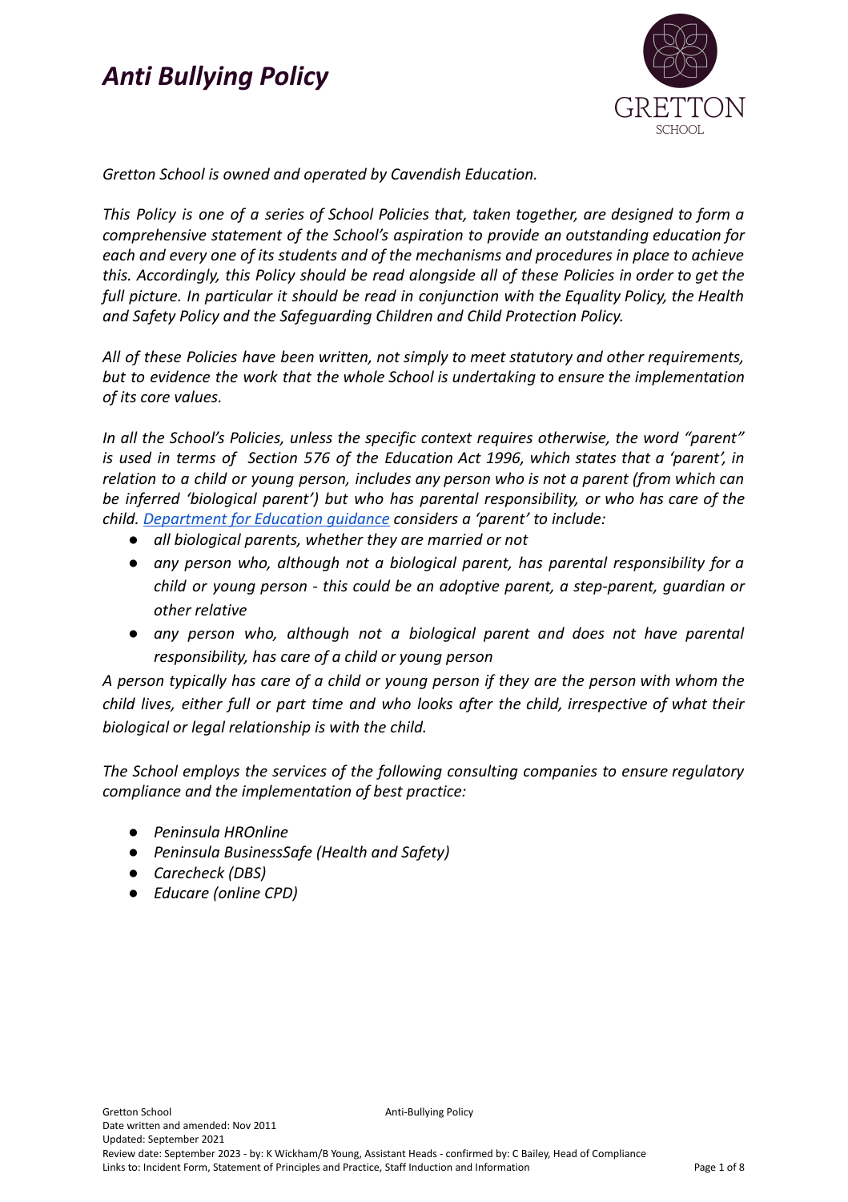# *Anti Bullying Policy*

*Gretton School is owned and operated by Cavendish Education.*

*This Policy is one of a series of School Policies that, taken together, are designed to form a comprehensive statement of the School's aspiration to provide an outstanding education for each and every one of its students and of the mechanisms and procedures in place to achieve this. Accordingly, this Policy should be read alongside all of these Policies in order to get the full picture. In particular it should be read in conjunction with the Equality Policy, the Health and Safety Policy and the Safeguarding Children and Child Protection Policy.*

*All of these Policies have been written, not simply to meet statutory and other requirements, but to evidence the work that the whole School is undertaking to ensure the implementation of its core values.*

*In all the School's Policies, unless the specific context requires otherwise, the word "parent" is used in terms of Section 576 of the Education Act 1996, which states that a 'parent', in relation to a child or young person, includes any person who is not a parent (from which can be inferred 'biological parent') but who has parental responsibility, or who has care of the child. Department for Education guidance considers a 'parent' to include:*

- *all biological parents, whether they are married or not*
- *any person who, although not a biological parent, has parental responsibility for a child or young person - this could be an adoptive parent, a step-parent, guardian or other relative*
- *any person who, although not a biological parent and does not have parental responsibility, has care of a child or young person*

*A person typically has care of a child or young person if they are the person with whom the child lives, either full or part time and who looks after the child, irrespective of what their biological or legal relationship is with the child.*

*The School employs the services of the following consulting companies to ensure regulatory compliance and the implementation of best practice:*

- *Peninsula HROnline*
- *Peninsula BusinessSafe (Health and Safety)*
- *Carecheck (DBS)*
- *Educare (online CPD)*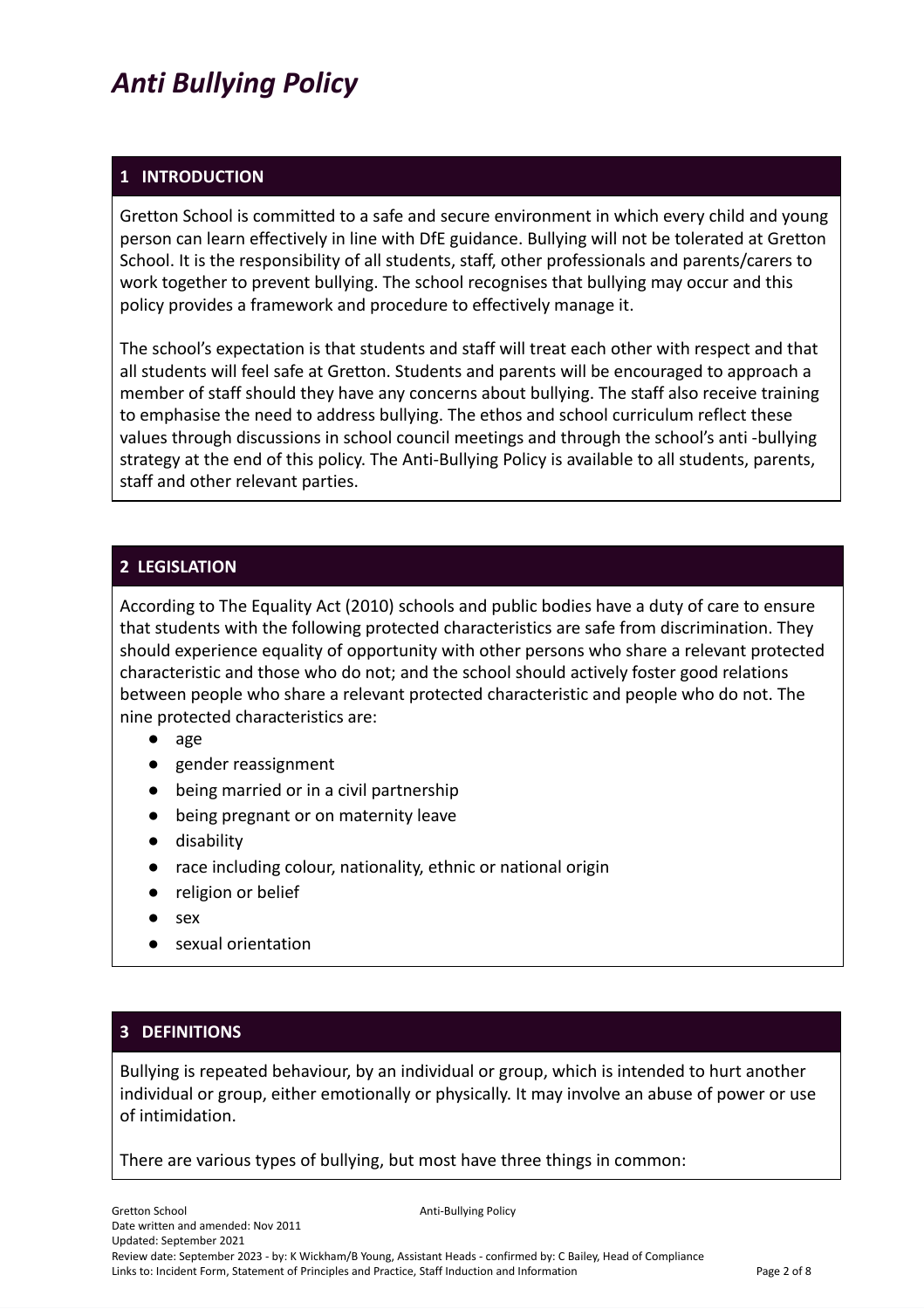# *Anti Bullying Policy*

## 1 INTRODUCTION

Gretton School is committed to a safe and secure environment in which every child and young person can learn effectively in line with DfE guidance. Bullying will not be tolerated at Gretton School. It is the responsibility of all students, staff, other professionals and parents/carers to work together to prevent bullying. The school recognises that bullying may occur and this policy provides a framework and procedure to effectively manage it.

The school's expectation is that students and staff will treat each other with respect and that all students will feel safe at Gretton. Students and parents will be encouraged to approach a member of staff should they have any concerns about bullying. The staff also receive training to emphasise the need to address bullying. The ethos and school curriculum reflect these values through discussions in school council meetings and through the school's anti -bullying strategy at the end of this policy. The Anti-Bullying Policy is available to all students, parents, staff and other relevant parties.

## 2 LEGISLATION

According to The Equality Act (2010) schools and public bodies have a duty of care to ensure that students with the following protected characteristics are safe from discrimination. They should experience equality of opportunity with other persons who share a relevant protected characteristic and those who do not; and the school should actively foster good relations between people who share a relevant protected characteristic and people who do not. The nine protected characteristics are:

- age
- gender reassignment
- being married or in a civil partnership
- being pregnant or on maternity leave
- disability
- race including colour, nationality, ethnic or national origin
- religion or belief
- sex
- sexual orientation

## 3 DEFINITIONS

Bullying is repeated behaviour, by an individual or group, which is intended to hurt another individual or group, either emotionally or physically. It may involve an abuse of power or use of intimidation.

There are various types of bullying, but most have three things in common: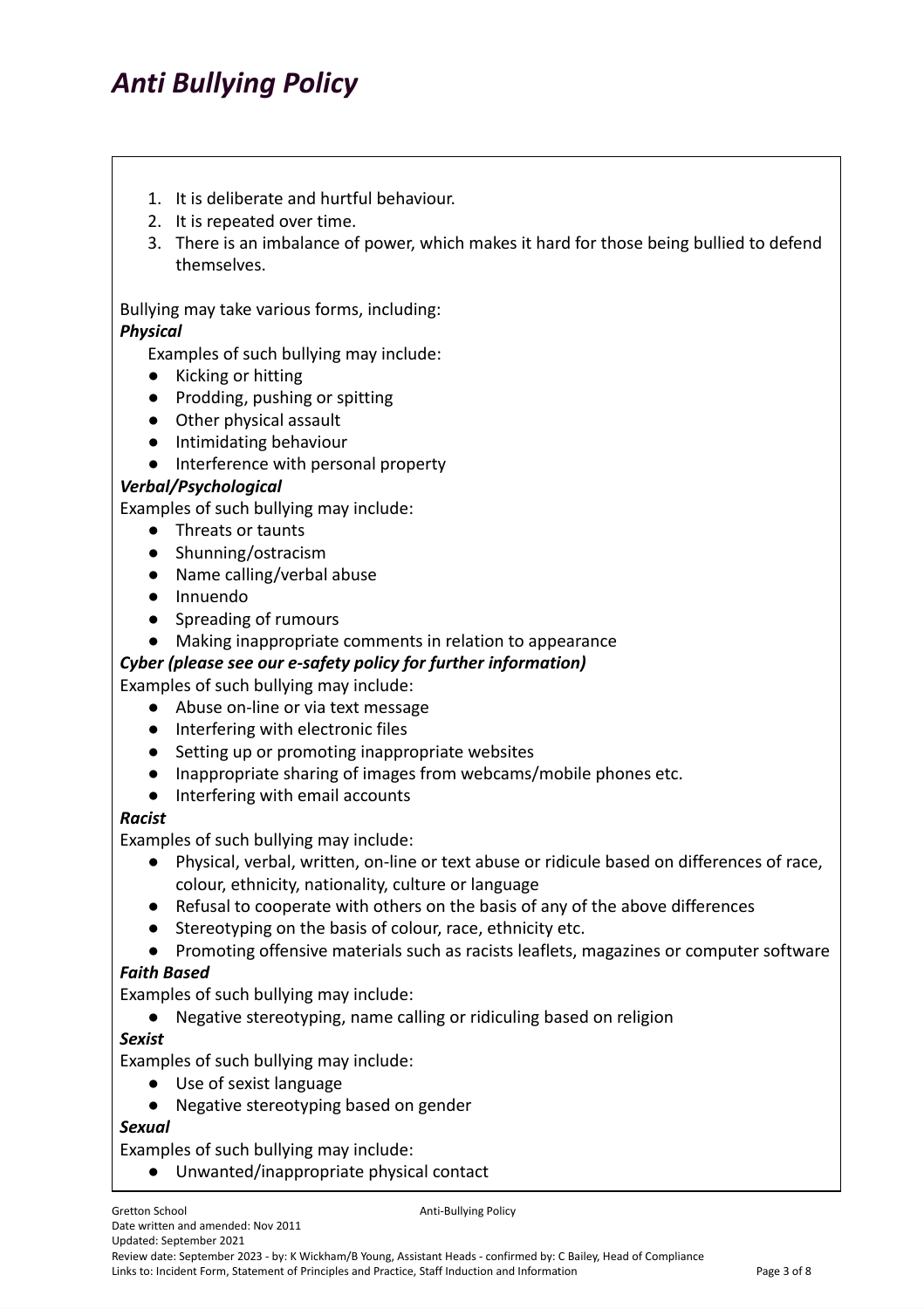1. It is deliberate and hurtful behaviour.
2. It is repeated over time.
3. There is an imbalance of power, which makes it hard for those being bullied to defend themselves.

Bullying may take various forms, including:

***Physical***

Examples of such bullying may include:

- Kicking or hitting
- Prodding, pushing or spitting
- Other physical assault
- Intimidating behaviour
- Interference with personal property

***Verbal/Psychological***

Examples of such bullying may include:

- Threats or taunts
- Shunning/ostracism
- Name calling/verbal abuse
- Innuendo
- Spreading of rumours
- Making inappropriate comments in relation to appearance

***Cyber (please see our e-safety policy for further information)***

Examples of such bullying may include:

- Abuse on-line or via text message
- Interfering with electronic files
- Setting up or promoting inappropriate websites
- Inappropriate sharing of images from webcams/mobile phones etc.
- Interfering with email accounts

***Racist***

Examples of such bullying may include:

- Physical, verbal, written, on-line or text abuse or ridicule based on differences of race, colour, ethnicity, nationality, culture or language
- Refusal to cooperate with others on the basis of any of the above differences
- Stereotyping on the basis of colour, race, ethnicity etc.
- Promoting offensive materials such as racists leaflets, magazines or computer software

***Faith Based***

Examples of such bullying may include:

- Negative stereotyping, name calling or ridiculing based on religion

***Sexist***

Examples of such bullying may include:

- Use of sexist language
- Negative stereotyping based on gender

***Sexual***

Examples of such bullying may include:

- Unwanted/inappropriate physical contact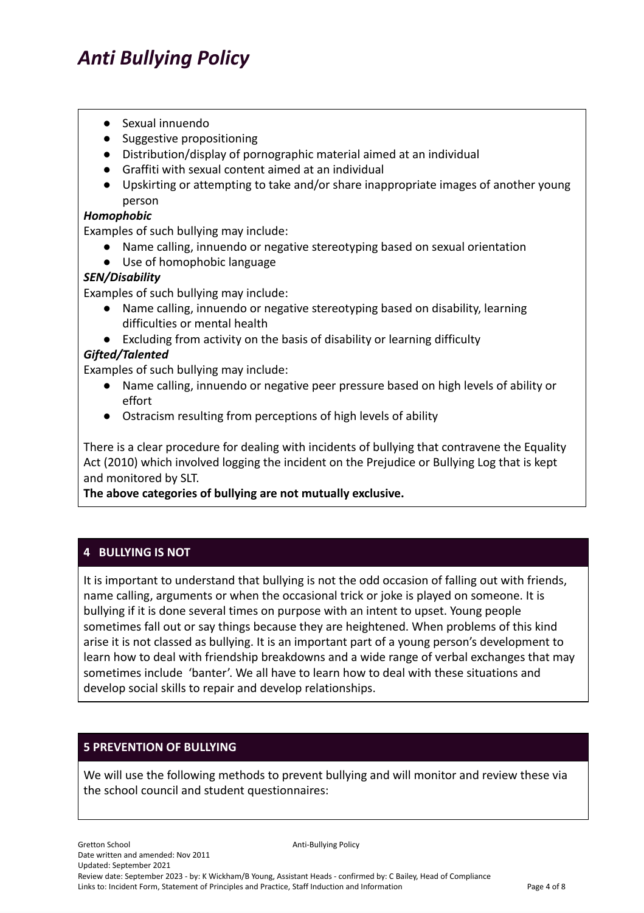- Sexual innuendo
- Suggestive propositioning
- Distribution/display of pornographic material aimed at an individual
- Graffiti with sexual content aimed at an individual
- Upskirting or attempting to take and/or share inappropriate images of another young person

***Homophobic***

Examples of such bullying may include:

- Name calling, innuendo or negative stereotyping based on sexual orientation
- Use of homophobic language

***SEN/Disability***

Examples of such bullying may include:

- Name calling, innuendo or negative stereotyping based on disability, learning difficulties or mental health
- Excluding from activity on the basis of disability or learning difficulty

***Gifted/Talented***

Examples of such bullying may include:

- Name calling, innuendo or negative peer pressure based on high levels of ability or effort
- Ostracism resulting from perceptions of high levels of ability

There is a clear procedure for dealing with incidents of bullying that contravene the Equality Act (2010) which involved logging the incident on the Prejudice or Bullying Log that is kept and monitored by SLT.

**The above categories of bullying are not mutually exclusive.**

## 4 BULLYING IS NOT

It is important to understand that bullying is not the odd occasion of falling out with friends, name calling, arguments or when the occasional trick or joke is played on someone. It is bullying if it is done several times on purpose with an intent to upset. Young people sometimes fall out or say things because they are heightened. When problems of this kind arise it is not classed as bullying. It is an important part of a young person's development to learn how to deal with friendship breakdowns and a wide range of verbal exchanges that may sometimes include 'banter'. We all have to learn how to deal with these situations and develop social skills to repair and develop relationships.

## 5 PREVENTION OF BULLYING

We will use the following methods to prevent bullying and will monitor and review these via the school council and student questionnaires: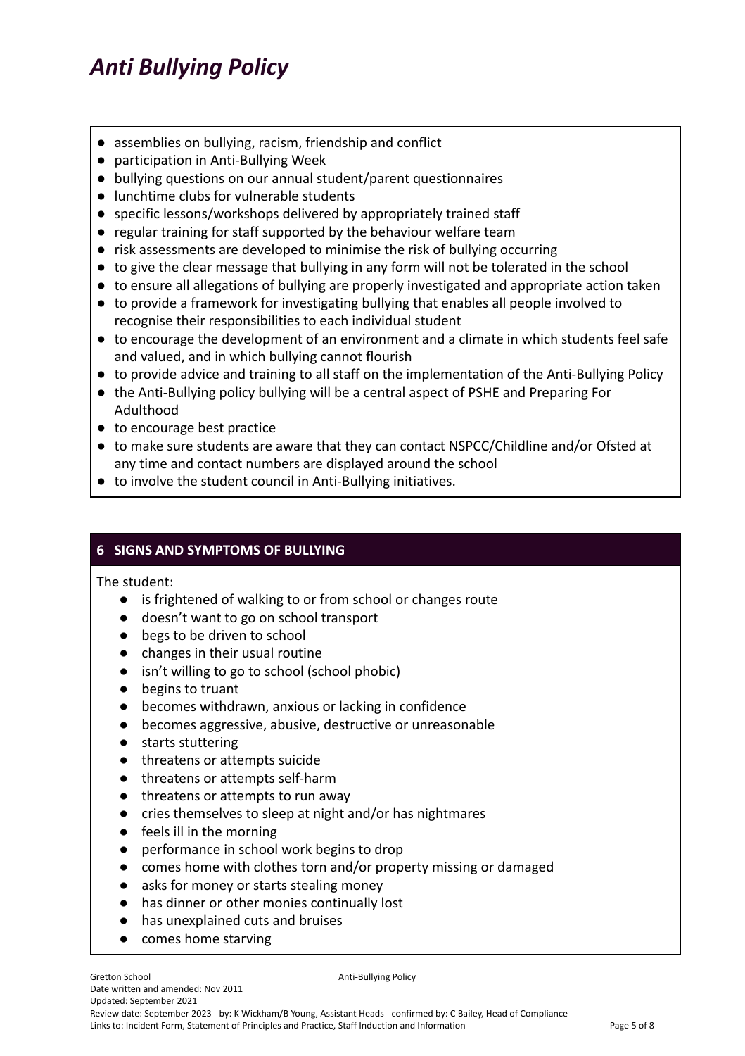- assemblies on bullying, racism, friendship and conflict
- participation in Anti-Bullying Week
- bullying questions on our annual student/parent questionnaires
- lunchtime clubs for vulnerable students
- specific lessons/workshops delivered by appropriately trained staff
- regular training for staff supported by the behaviour welfare team
- risk assessments are developed to minimise the risk of bullying occurring
- to give the clear message that bullying in any form will not be tolerated in the school
- to ensure all allegations of bullying are properly investigated and appropriate action taken
- to provide a framework for investigating bullying that enables all people involved to recognise their responsibilities to each individual student
- to encourage the development of an environment and a climate in which students feel safe and valued, and in which bullying cannot flourish
- to provide advice and training to all staff on the implementation of the Anti-Bullying Policy
- the Anti-Bullying policy bullying will be a central aspect of PSHE and Preparing For Adulthood
- to encourage best practice
- to make sure students are aware that they can contact NSPCC/Childline and/or Ofsted at any time and contact numbers are displayed around the school
- to involve the student council in Anti-Bullying initiatives.

## 6 SIGNS AND SYMPTOMS OF BULLYING

The student:

- is frightened of walking to or from school or changes route
- doesn't want to go on school transport
- begs to be driven to school
- changes in their usual routine
- isn't willing to go to school (school phobic)
- begins to truant
- becomes withdrawn, anxious or lacking in confidence
- becomes aggressive, abusive, destructive or unreasonable
- starts stuttering
- threatens or attempts suicide
- threatens or attempts self-harm
- threatens or attempts to run away
- cries themselves to sleep at night and/or has nightmares
- feels ill in the morning
- performance in school work begins to drop
- comes home with clothes torn and/or property missing or damaged
- asks for money or starts stealing money
- has dinner or other monies continually lost
- has unexplained cuts and bruises
- comes home starving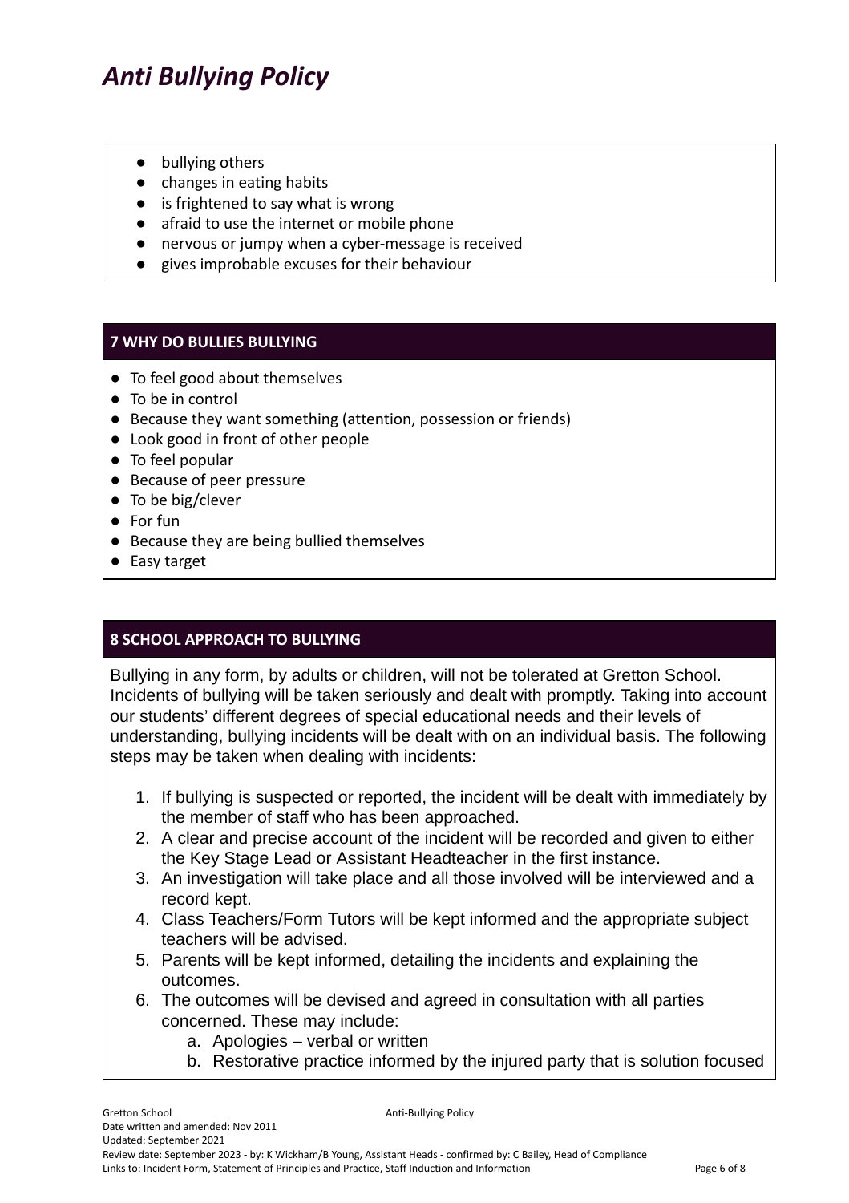// Title appears repeated across pages; it's a running header, but let's check. "Anti Bullying Policy" at top — likely repeated each page. Omit.

- bullying others
- changes in eating habits
- is frightened to say what is wrong
- afraid to use the internet or mobile phone
- nervous or jumpy when a cyber-message is received
- gives improbable excuses for their behaviour

## 7 WHY DO BULLIES BULLYING

- To feel good about themselves
- To be in control
- Because they want something (attention, possession or friends)
- Look good in front of other people
- To feel popular
- Because of peer pressure
- To be big/clever
- For fun
- Because they are being bullied themselves
- Easy target

## 8 SCHOOL APPROACH TO BULLYING

Bullying in any form, by adults or children, will not be tolerated at Gretton School. Incidents of bullying will be taken seriously and dealt with promptly. Taking into account our students' different degrees of special educational needs and their levels of understanding, bullying incidents will be dealt with on an individual basis. The following steps may be taken when dealing with incidents:

1. If bullying is suspected or reported, the incident will be dealt with immediately by the member of staff who has been approached.
2. A clear and precise account of the incident will be recorded and given to either the Key Stage Lead or Assistant Headteacher in the first instance.
3. An investigation will take place and all those involved will be interviewed and a record kept.
4. Class Teachers/Form Tutors will be kept informed and the appropriate subject teachers will be advised.
5. Parents will be kept informed, detailing the incidents and explaining the outcomes.
6. The outcomes will be devised and agreed in consultation with all parties concerned. These may include:
    a. Apologies – verbal or written
    b. Restorative practice informed by the injured party that is solution focused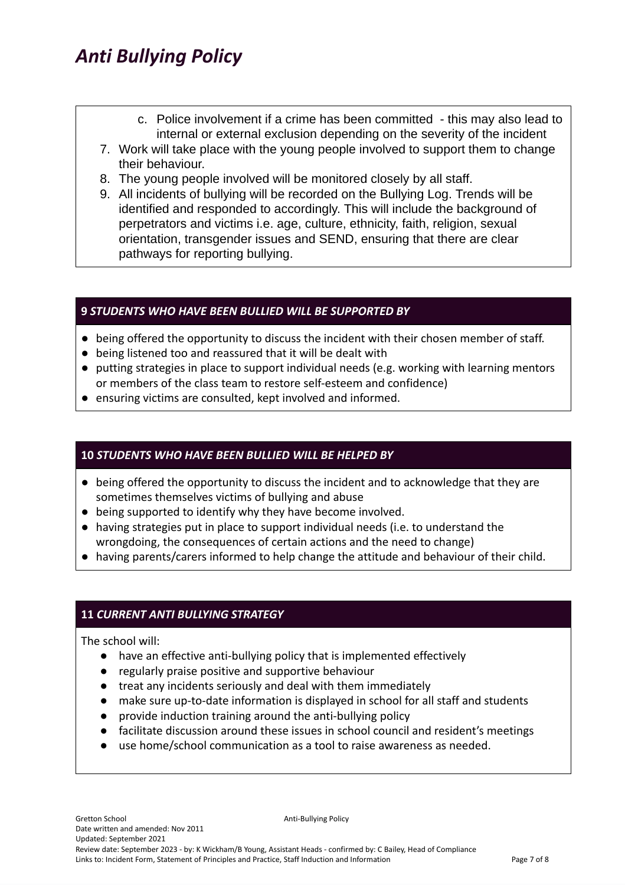# Anti Bullying Policy

   c. Police involvement if a crime has been committed - this may also lead to internal or external exclusion depending on the severity of the incident

7. Work will take place with the young people involved to support them to change their behaviour.
8. The young people involved will be monitored closely by all staff.
9. All incidents of bullying will be recorded on the Bullying Log. Trends will be identified and responded to accordingly. This will include the background of perpetrators and victims i.e. age, culture, ethnicity, faith, religion, sexual orientation, transgender issues and SEND, ensuring that there are clear pathways for reporting bullying.

## 9 *STUDENTS WHO HAVE BEEN BULLIED WILL BE SUPPORTED BY*

- being offered the opportunity to discuss the incident with their chosen member of staff.
- being listened too and reassured that it will be dealt with
- putting strategies in place to support individual needs (e.g. working with learning mentors or members of the class team to restore self-esteem and confidence)
- ensuring victims are consulted, kept involved and informed.

## 10 *STUDENTS WHO HAVE BEEN BULLIED WILL BE HELPED BY*

- being offered the opportunity to discuss the incident and to acknowledge that they are sometimes themselves victims of bullying and abuse
- being supported to identify why they have become involved.
- having strategies put in place to support individual needs (i.e. to understand the wrongdoing, the consequences of certain actions and the need to change)
- having parents/carers informed to help change the attitude and behaviour of their child.

## 11 *CURRENT ANTI BULLYING STRATEGY*

The school will:

- have an effective anti-bullying policy that is implemented effectively
- regularly praise positive and supportive behaviour
- treat any incidents seriously and deal with them immediately
- make sure up-to-date information is displayed in school for all staff and students
- provide induction training around the anti-bullying policy
- facilitate discussion around these issues in school council and resident's meetings
- use home/school communication as a tool to raise awareness as needed.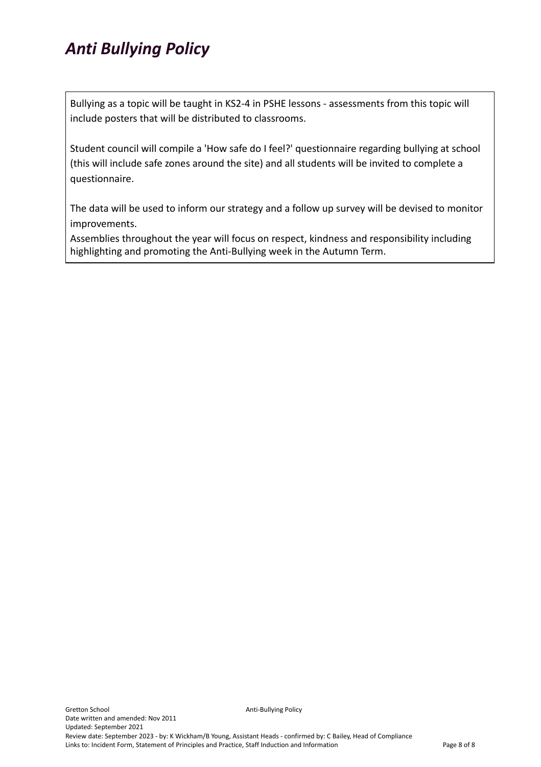# *Anti Bullying Policy*

Bullying as a topic will be taught in KS2-4 in PSHE lessons - assessments from this topic will include posters that will be distributed to classrooms.

Student council will compile a 'How safe do I feel?' questionnaire regarding bullying at school (this will include safe zones around the site) and all students will be invited to complete a questionnaire.

The data will be used to inform our strategy and a follow up survey will be devised to monitor improvements.

Assemblies throughout the year will focus on respect, kindness and responsibility including highlighting and promoting the Anti-Bullying week in the Autumn Term.